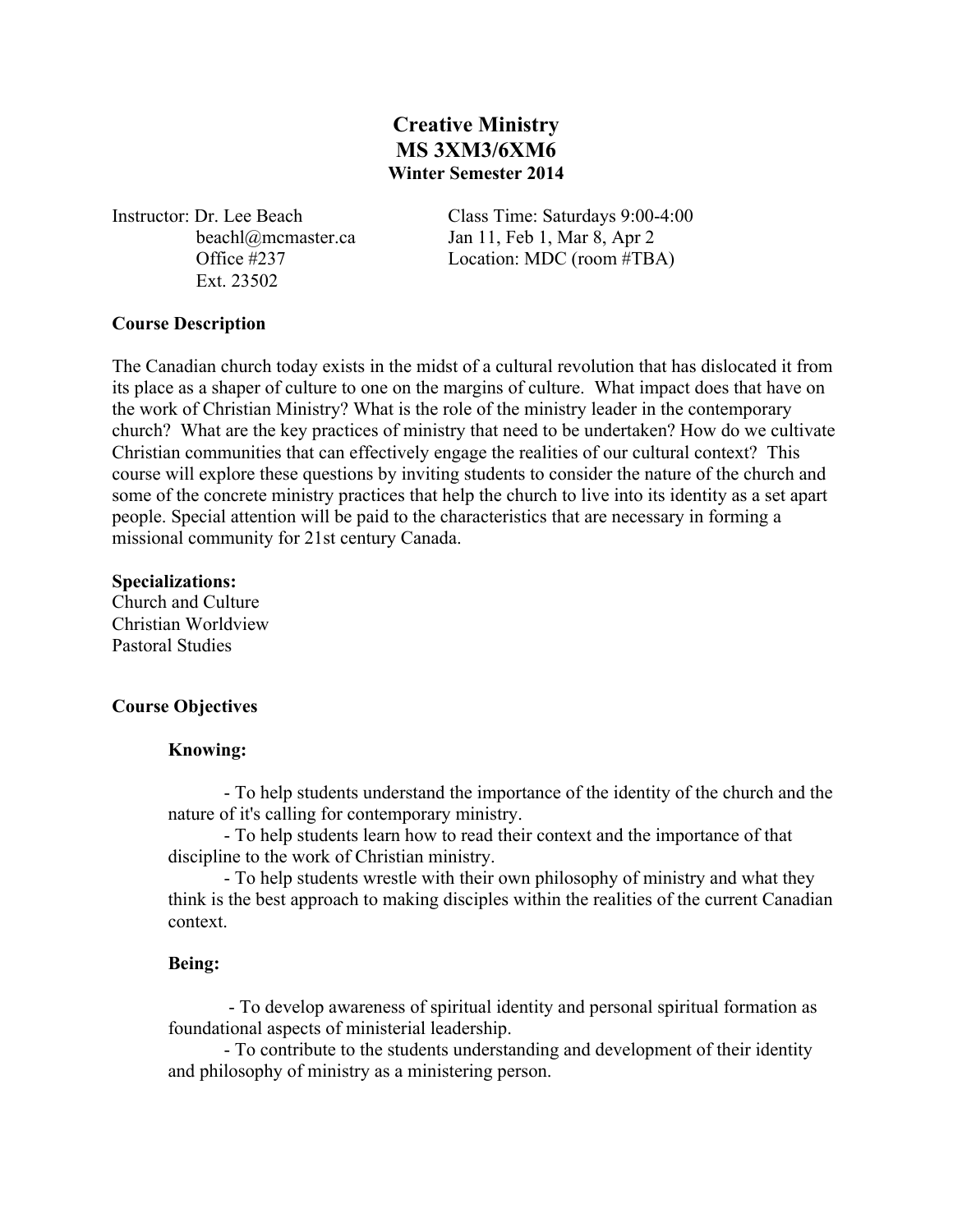# Creative Ministry
## MS 3XM3/6XM6
### Winter Semester 2014

Instructor: Dr. Lee Beach
beachl@mcmaster.ca
Office #237
Ext. 23502

Class Time: Saturdays 9:00-4:00
Jan 11, Feb 1, Mar 8, Apr 2
Location: MDC (room #TBA)

**Course Description**

The Canadian church today exists in the midst of a cultural revolution that has dislocated it from its place as a shaper of culture to one on the margins of culture. What impact does that have on the work of Christian Ministry? What is the role of the ministry leader in the contemporary church? What are the key practices of ministry that need to be undertaken? How do we cultivate Christian communities that can effectively engage the realities of our cultural context? This course will explore these questions by inviting students to consider the nature of the church and some of the concrete ministry practices that help the church to live into its identity as a set apart people. Special attention will be paid to the characteristics that are necessary in forming a missional community for 21st century Canada.

**Specializations:**
Church and Culture
Christian Worldview
Pastoral Studies

**Course Objectives**

**Knowing:**

- To help students understand the importance of the identity of the church and the nature of it's calling for contemporary ministry.
- To help students learn how to read their context and the importance of that discipline to the work of Christian ministry.
- To help students wrestle with their own philosophy of ministry and what they think is the best approach to making disciples within the realities of the current Canadian context.

**Being:**

- To develop awareness of spiritual identity and personal spiritual formation as foundational aspects of ministerial leadership.
- To contribute to the students understanding and development of their identity and philosophy of ministry as a ministering person.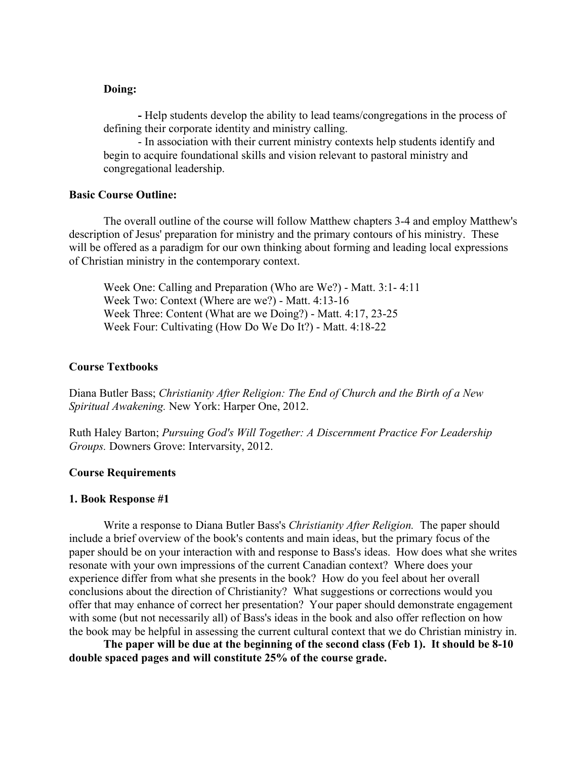**Doing:**

- Help students develop the ability to lead teams/congregations in the process of defining their corporate identity and ministry calling.
- In association with their current ministry contexts help students identify and begin to acquire foundational skills and vision relevant to pastoral ministry and congregational leadership.

**Basic Course Outline:**

The overall outline of the course will follow Matthew chapters 3-4 and employ Matthew's description of Jesus' preparation for ministry and the primary contours of his ministry. These will be offered as a paradigm for our own thinking about forming and leading local expressions of Christian ministry in the contemporary context.

Week One: Calling and Preparation (Who are We?) - Matt. 3:1- 4:11
Week Two: Context (Where are we?) - Matt. 4:13-16
Week Three: Content (What are we Doing?) - Matt. 4:17, 23-25
Week Four: Cultivating (How Do We Do It?) - Matt. 4:18-22

**Course Textbooks**

Diana Butler Bass; *Christianity After Religion: The End of Church and the Birth of a New Spiritual Awakening.* New York: Harper One, 2012.

Ruth Haley Barton; *Pursuing God's Will Together: A Discernment Practice For Leadership Groups.* Downers Grove: Intervarsity, 2012.

**Course Requirements**

**1. Book Response #1**

Write a response to Diana Butler Bass's *Christianity After Religion.* The paper should include a brief overview of the book's contents and main ideas, but the primary focus of the paper should be on your interaction with and response to Bass's ideas. How does what she writes resonate with your own impressions of the current Canadian context? Where does your experience differ from what she presents in the book? How do you feel about her overall conclusions about the direction of Christianity? What suggestions or corrections would you offer that may enhance of correct her presentation? Your paper should demonstrate engagement with some (but not necessarily all) of Bass's ideas in the book and also offer reflection on how the book may be helpful in assessing the current cultural context that we do Christian ministry in.

**The paper will be due at the beginning of the second class (Feb 1). It should be 8-10 double spaced pages and will constitute 25% of the course grade.**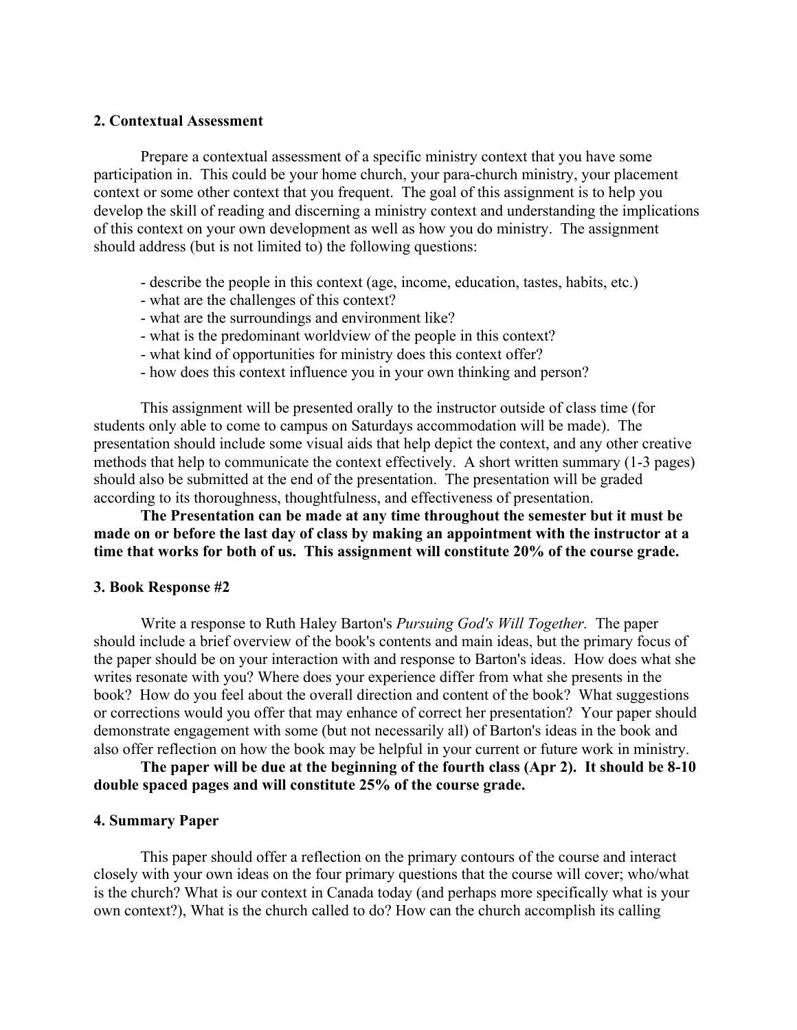**2. Contextual Assessment**

Prepare a contextual assessment of a specific ministry context that you have some participation in. This could be your home church, your para-church ministry, your placement context or some other context that you frequent. The goal of this assignment is to help you develop the skill of reading and discerning a ministry context and understanding the implications of this context on your own development as well as how you do ministry. The assignment should address (but is not limited to) the following questions:

- describe the people in this context (age, income, education, tastes, habits, etc.)
- what are the challenges of this context?
- what are the surroundings and environment like?
- what is the predominant worldview of the people in this context?
- what kind of opportunities for ministry does this context offer?
- how does this context influence you in your own thinking and person?

This assignment will be presented orally to the instructor outside of class time (for students only able to come to campus on Saturdays accommodation will be made). The presentation should include some visual aids that help depict the context, and any other creative methods that help to communicate the context effectively. A short written summary (1-3 pages) should also be submitted at the end of the presentation. The presentation will be graded according to its thoroughness, thoughtfulness, and effectiveness of presentation.

**The Presentation can be made at any time throughout the semester but it must be made on or before the last day of class by making an appointment with the instructor at a time that works for both of us. This assignment will constitute 20% of the course grade.**

**3. Book Response #2**

Write a response to Ruth Haley Barton's *Pursuing God's Will Together.* The paper should include a brief overview of the book's contents and main ideas, but the primary focus of the paper should be on your interaction with and response to Barton's ideas. How does what she writes resonate with you? Where does your experience differ from what she presents in the book? How do you feel about the overall direction and content of the book? What suggestions or corrections would you offer that may enhance of correct her presentation? Your paper should demonstrate engagement with some (but not necessarily all) of Barton's ideas in the book and also offer reflection on how the book may be helpful in your current or future work in ministry.

**The paper will be due at the beginning of the fourth class (Apr 2). It should be 8-10 double spaced pages and will constitute 25% of the course grade.**

**4. Summary Paper**

This paper should offer a reflection on the primary contours of the course and interact closely with your own ideas on the four primary questions that the course will cover; who/what is the church? What is our context in Canada today (and perhaps more specifically what is your own context?), What is the church called to do? How can the church accomplish its calling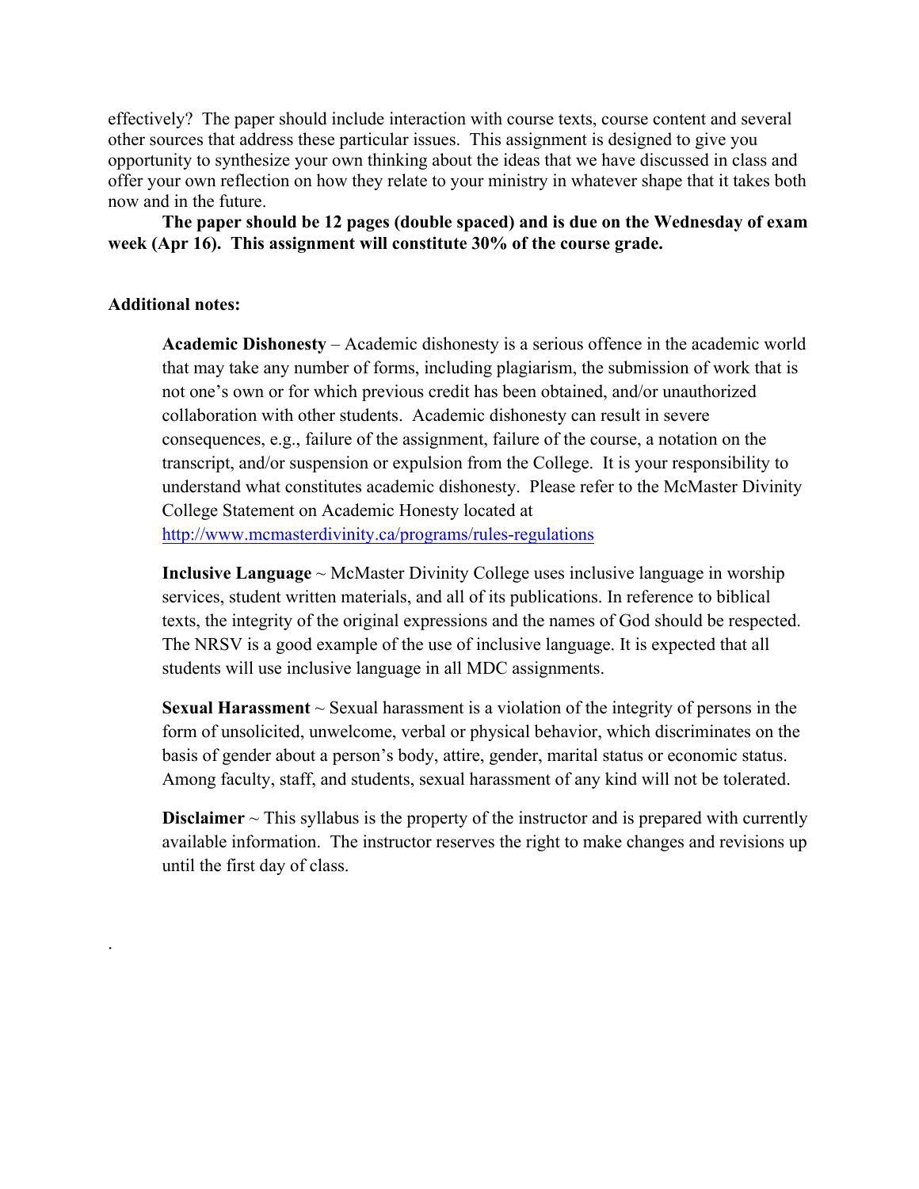effectively? The paper should include interaction with course texts, course content and several other sources that address these particular issues. This assignment is designed to give you opportunity to synthesize your own thinking about the ideas that we have discussed in class and offer your own reflection on how they relate to your ministry in whatever shape that it takes both now and in the future.

**The paper should be 12 pages (double spaced) and is due on the Wednesday of exam week (Apr 16). This assignment will constitute 30% of the course grade.**

**Additional notes:**

**Academic Dishonesty** – Academic dishonesty is a serious offence in the academic world that may take any number of forms, including plagiarism, the submission of work that is not one's own or for which previous credit has been obtained, and/or unauthorized collaboration with other students. Academic dishonesty can result in severe consequences, e.g., failure of the assignment, failure of the course, a notation on the transcript, and/or suspension or expulsion from the College. It is your responsibility to understand what constitutes academic dishonesty. Please refer to the McMaster Divinity College Statement on Academic Honesty located at http://www.mcmasterdivinity.ca/programs/rules-regulations

**Inclusive Language** ~ McMaster Divinity College uses inclusive language in worship services, student written materials, and all of its publications. In reference to biblical texts, the integrity of the original expressions and the names of God should be respected. The NRSV is a good example of the use of inclusive language. It is expected that all students will use inclusive language in all MDC assignments.

**Sexual Harassment** ~ Sexual harassment is a violation of the integrity of persons in the form of unsolicited, unwelcome, verbal or physical behavior, which discriminates on the basis of gender about a person's body, attire, gender, marital status or economic status. Among faculty, staff, and students, sexual harassment of any kind will not be tolerated.

**Disclaimer** ~ This syllabus is the property of the instructor and is prepared with currently available information. The instructor reserves the right to make changes and revisions up until the first day of class.